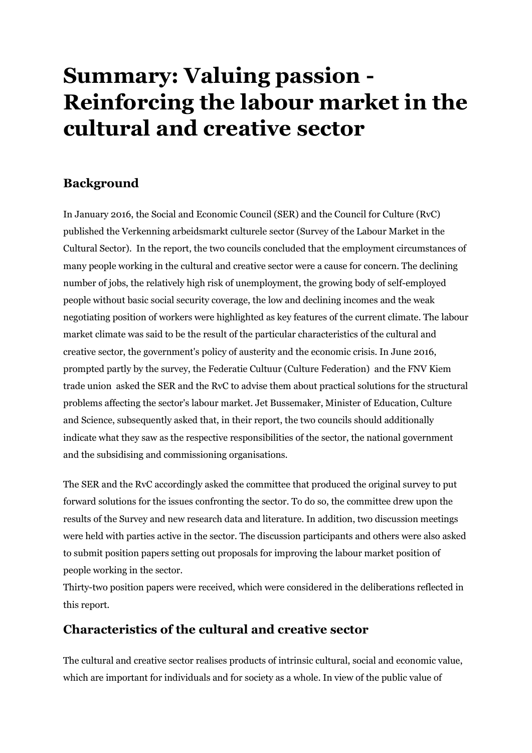# Summary: Valuing passion - Reinforcing the labour market in the cultural and creative sector

## Background

In January 2016, the Social and Economic Council (SER) and the Council for Culture (RvC) published the Verkenning arbeidsmarkt culturele sector (Survey of the Labour Market in the Cultural Sector). In the report, the two councils concluded that the employment circumstances of many people working in the cultural and creative sector were a cause for concern. The declining number of jobs, the relatively high risk of unemployment, the growing body of self-employed people without basic social security coverage, the low and declining incomes and the weak negotiating position of workers were highlighted as key features of the current climate. The labour market climate was said to be the result of the particular characteristics of the cultural and creative sector, the government's policy of austerity and the economic crisis. In June 2016, prompted partly by the survey, the Federatie Cultuur (Culture Federation) and the FNV Kiem trade union asked the SER and the RvC to advise them about practical solutions for the structural problems affecting the sector's labour market. Jet Bussemaker, Minister of Education, Culture and Science, subsequently asked that, in their report, the two councils should additionally indicate what they saw as the respective responsibilities of the sector, the national government and the subsidising and commissioning organisations.

The SER and the RvC accordingly asked the committee that produced the original survey to put forward solutions for the issues confronting the sector. To do so, the committee drew upon the results of the Survey and new research data and literature. In addition, two discussion meetings were held with parties active in the sector. The discussion participants and others were also asked to submit position papers setting out proposals for improving the labour market position of people working in the sector.
Thirty-two position papers were received, which were considered in the deliberations reflected in this report.

## Characteristics of the cultural and creative sector

The cultural and creative sector realises products of intrinsic cultural, social and economic value, which are important for individuals and for society as a whole. In view of the public value of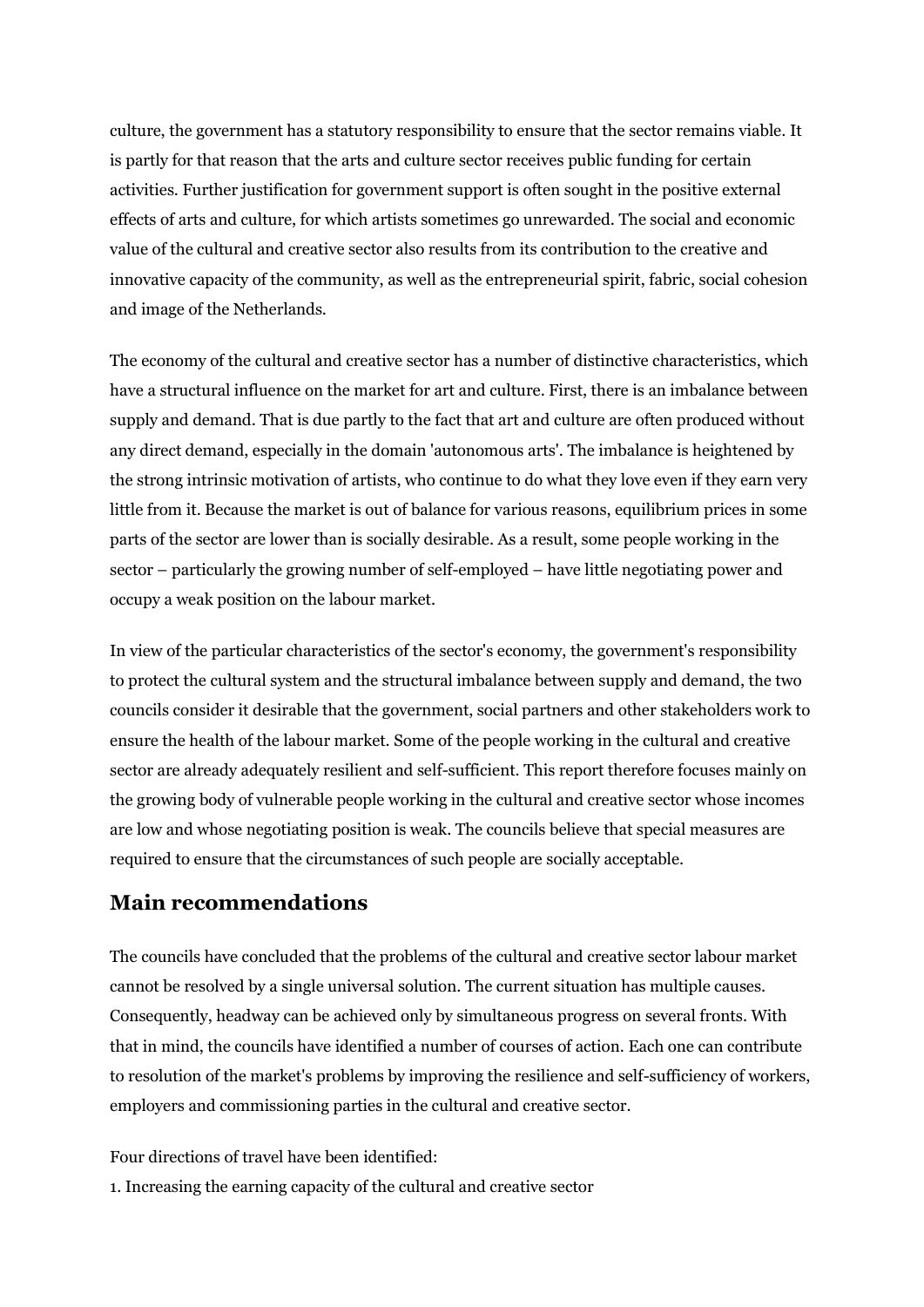culture, the government has a statutory responsibility to ensure that the sector remains viable. It is partly for that reason that the arts and culture sector receives public funding for certain activities. Further justification for government support is often sought in the positive external effects of arts and culture, for which artists sometimes go unrewarded. The social and economic value of the cultural and creative sector also results from its contribution to the creative and innovative capacity of the community, as well as the entrepreneurial spirit, fabric, social cohesion and image of the Netherlands.

The economy of the cultural and creative sector has a number of distinctive characteristics, which have a structural influence on the market for art and culture. First, there is an imbalance between supply and demand. That is due partly to the fact that art and culture are often produced without any direct demand, especially in the domain 'autonomous arts'. The imbalance is heightened by the strong intrinsic motivation of artists, who continue to do what they love even if they earn very little from it. Because the market is out of balance for various reasons, equilibrium prices in some parts of the sector are lower than is socially desirable. As a result, some people working in the sector – particularly the growing number of self-employed – have little negotiating power and occupy a weak position on the labour market.

In view of the particular characteristics of the sector's economy, the government's responsibility to protect the cultural system and the structural imbalance between supply and demand, the two councils consider it desirable that the government, social partners and other stakeholders work to ensure the health of the labour market. Some of the people working in the cultural and creative sector are already adequately resilient and self-sufficient. This report therefore focuses mainly on the growing body of vulnerable people working in the cultural and creative sector whose incomes are low and whose negotiating position is weak. The councils believe that special measures are required to ensure that the circumstances of such people are socially acceptable.

## Main recommendations

The councils have concluded that the problems of the cultural and creative sector labour market cannot be resolved by a single universal solution. The current situation has multiple causes. Consequently, headway can be achieved only by simultaneous progress on several fronts. With that in mind, the councils have identified a number of courses of action. Each one can contribute to resolution of the market's problems by improving the resilience and self-sufficiency of workers, employers and commissioning parties in the cultural and creative sector.

Four directions of travel have been identified:

1. Increasing the earning capacity of the cultural and creative sector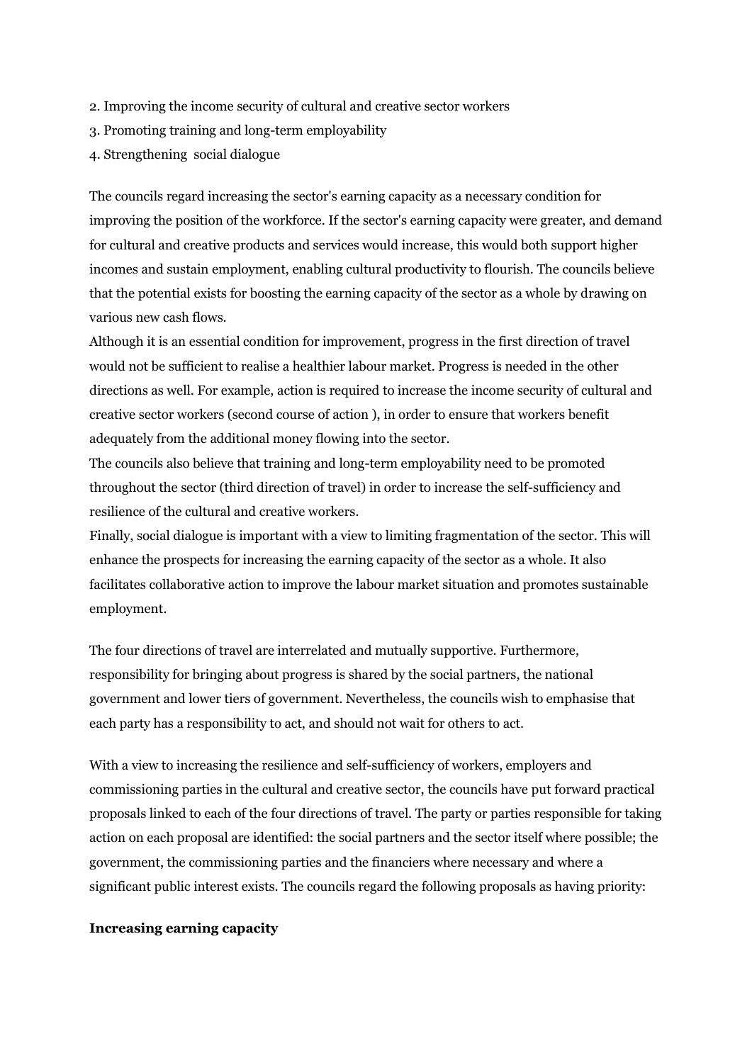2. Improving the income security of cultural and creative sector workers
3. Promoting training and long-term employability
4. Strengthening social dialogue

The councils regard increasing the sector's earning capacity as a necessary condition for improving the position of the workforce. If the sector's earning capacity were greater, and demand for cultural and creative products and services would increase, this would both support higher incomes and sustain employment, enabling cultural productivity to flourish. The councils believe that the potential exists for boosting the earning capacity of the sector as a whole by drawing on various new cash flows.

Although it is an essential condition for improvement, progress in the first direction of travel would not be sufficient to realise a healthier labour market. Progress is needed in the other directions as well. For example, action is required to increase the income security of cultural and creative sector workers (second course of action ), in order to ensure that workers benefit adequately from the additional money flowing into the sector.

The councils also believe that training and long-term employability need to be promoted throughout the sector (third direction of travel) in order to increase the self-sufficiency and resilience of the cultural and creative workers.

Finally, social dialogue is important with a view to limiting fragmentation of the sector. This will enhance the prospects for increasing the earning capacity of the sector as a whole. It also facilitates collaborative action to improve the labour market situation and promotes sustainable employment.

The four directions of travel are interrelated and mutually supportive. Furthermore, responsibility for bringing about progress is shared by the social partners, the national government and lower tiers of government. Nevertheless, the councils wish to emphasise that each party has a responsibility to act, and should not wait for others to act.

With a view to increasing the resilience and self-sufficiency of workers, employers and commissioning parties in the cultural and creative sector, the councils have put forward practical proposals linked to each of the four directions of travel. The party or parties responsible for taking action on each proposal are identified: the social partners and the sector itself where possible; the government, the commissioning parties and the financiers where necessary and where a significant public interest exists. The councils regard the following proposals as having priority:

**Increasing earning capacity**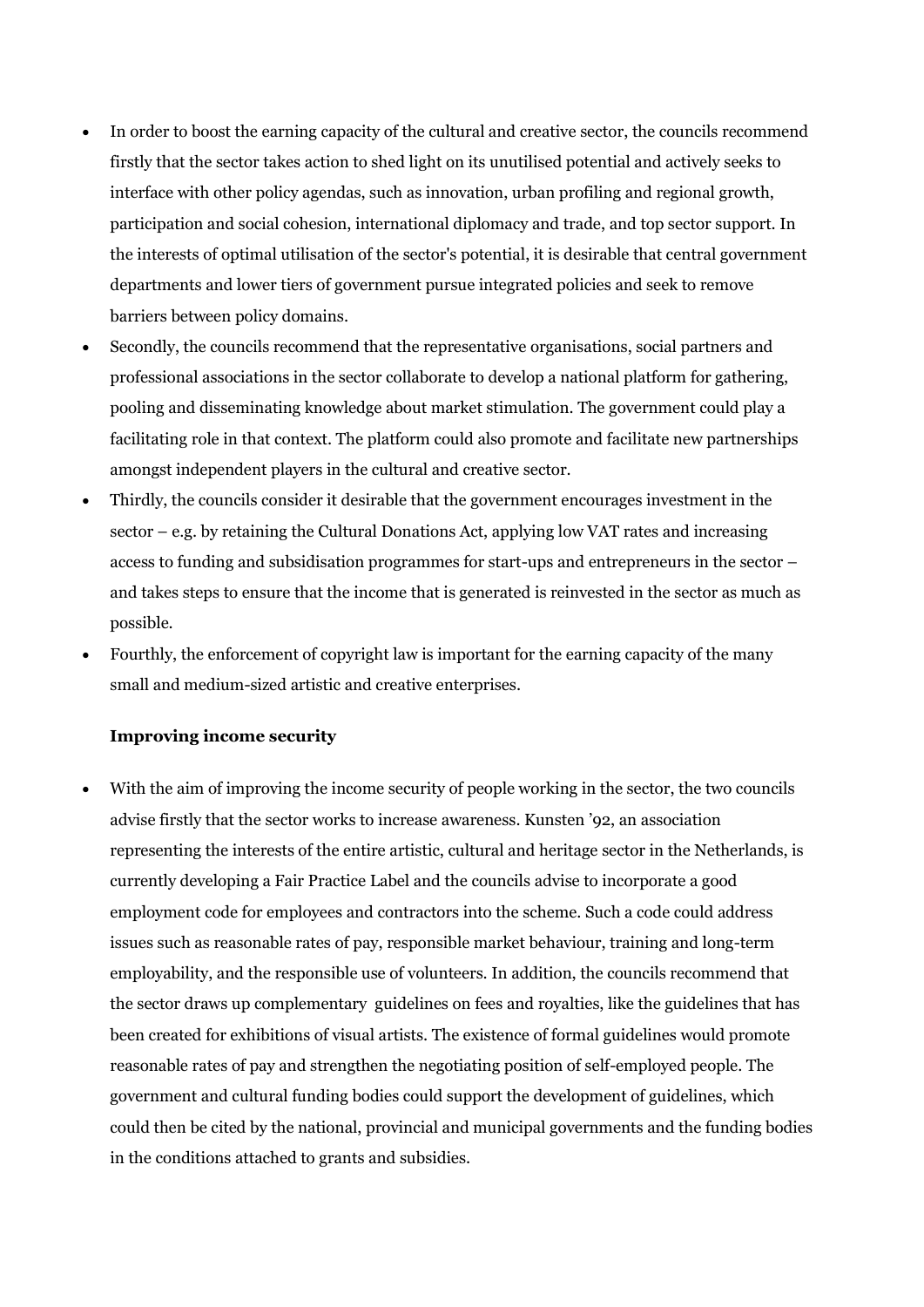- In order to boost the earning capacity of the cultural and creative sector, the councils recommend firstly that the sector takes action to shed light on its unutilised potential and actively seeks to interface with other policy agendas, such as innovation, urban profiling and regional growth, participation and social cohesion, international diplomacy and trade, and top sector support. In the interests of optimal utilisation of the sector's potential, it is desirable that central government departments and lower tiers of government pursue integrated policies and seek to remove barriers between policy domains.
- Secondly, the councils recommend that the representative organisations, social partners and professional associations in the sector collaborate to develop a national platform for gathering, pooling and disseminating knowledge about market stimulation. The government could play a facilitating role in that context. The platform could also promote and facilitate new partnerships amongst independent players in the cultural and creative sector.
- Thirdly, the councils consider it desirable that the government encourages investment in the sector – e.g. by retaining the Cultural Donations Act, applying low VAT rates and increasing access to funding and subsidisation programmes for start-ups and entrepreneurs in the sector – and takes steps to ensure that the income that is generated is reinvested in the sector as much as possible.
- Fourthly, the enforcement of copyright law is important for the earning capacity of the many small and medium-sized artistic and creative enterprises.

**Improving income security**

- With the aim of improving the income security of people working in the sector, the two councils advise firstly that the sector works to increase awareness. Kunsten '92, an association representing the interests of the entire artistic, cultural and heritage sector in the Netherlands, is currently developing a Fair Practice Label and the councils advise to incorporate a good employment code for employees and contractors into the scheme. Such a code could address issues such as reasonable rates of pay, responsible market behaviour, training and long-term employability, and the responsible use of volunteers. In addition, the councils recommend that the sector draws up complementary guidelines on fees and royalties, like the guidelines that has been created for exhibitions of visual artists. The existence of formal guidelines would promote reasonable rates of pay and strengthen the negotiating position of self-employed people. The government and cultural funding bodies could support the development of guidelines, which could then be cited by the national, provincial and municipal governments and the funding bodies in the conditions attached to grants and subsidies.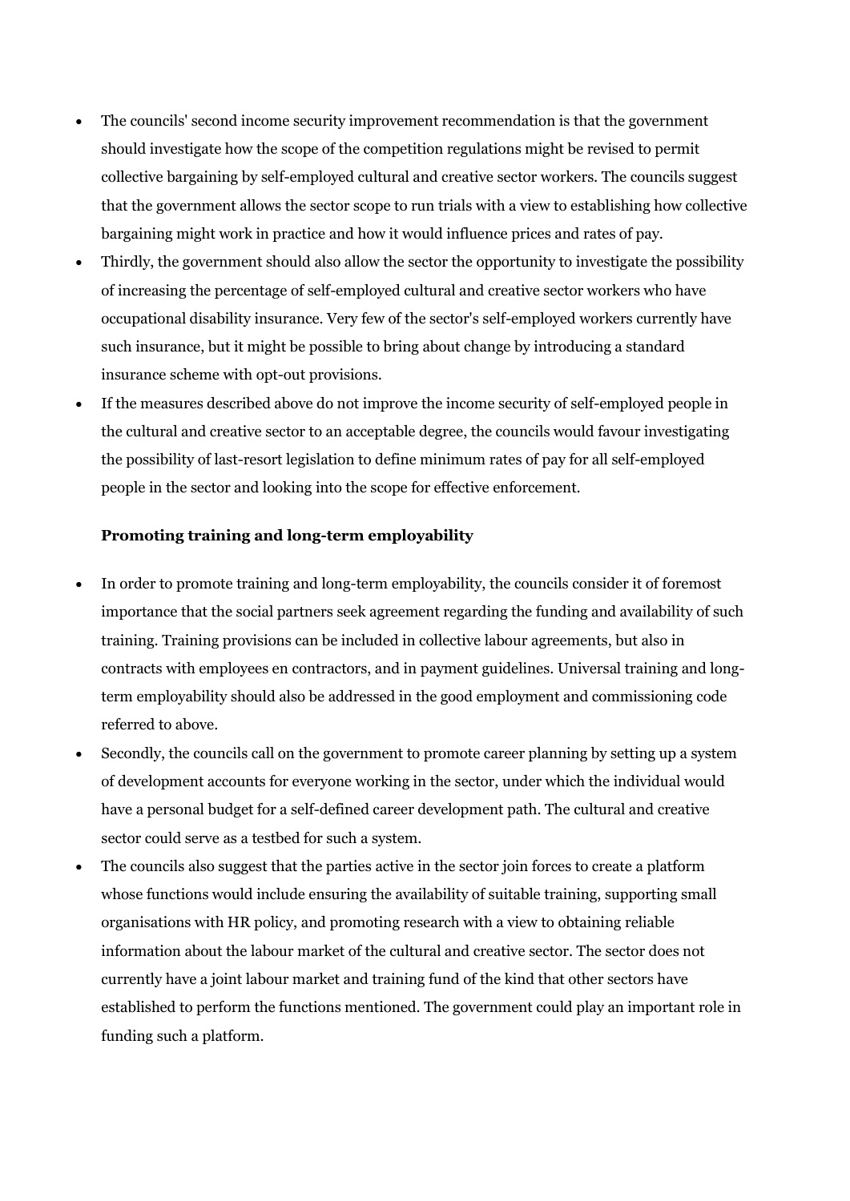- The councils' second income security improvement recommendation is that the government should investigate how the scope of the competition regulations might be revised to permit collective bargaining by self-employed cultural and creative sector workers. The councils suggest that the government allows the sector scope to run trials with a view to establishing how collective bargaining might work in practice and how it would influence prices and rates of pay.
- Thirdly, the government should also allow the sector the opportunity to investigate the possibility of increasing the percentage of self-employed cultural and creative sector workers who have occupational disability insurance. Very few of the sector's self-employed workers currently have such insurance, but it might be possible to bring about change by introducing a standard insurance scheme with opt-out provisions.
- If the measures described above do not improve the income security of self-employed people in the cultural and creative sector to an acceptable degree, the councils would favour investigating the possibility of last-resort legislation to define minimum rates of pay for all self-employed people in the sector and looking into the scope for effective enforcement.

**Promoting training and long-term employability**

- In order to promote training and long-term employability, the councils consider it of foremost importance that the social partners seek agreement regarding the funding and availability of such training. Training provisions can be included in collective labour agreements, but also in contracts with employees en contractors, and in payment guidelines. Universal training and long-term employability should also be addressed in the good employment and commissioning code referred to above.
- Secondly, the councils call on the government to promote career planning by setting up a system of development accounts for everyone working in the sector, under which the individual would have a personal budget for a self-defined career development path. The cultural and creative sector could serve as a testbed for such a system.
- The councils also suggest that the parties active in the sector join forces to create a platform whose functions would include ensuring the availability of suitable training, supporting small organisations with HR policy, and promoting research with a view to obtaining reliable information about the labour market of the cultural and creative sector. The sector does not currently have a joint labour market and training fund of the kind that other sectors have established to perform the functions mentioned. The government could play an important role in funding such a platform.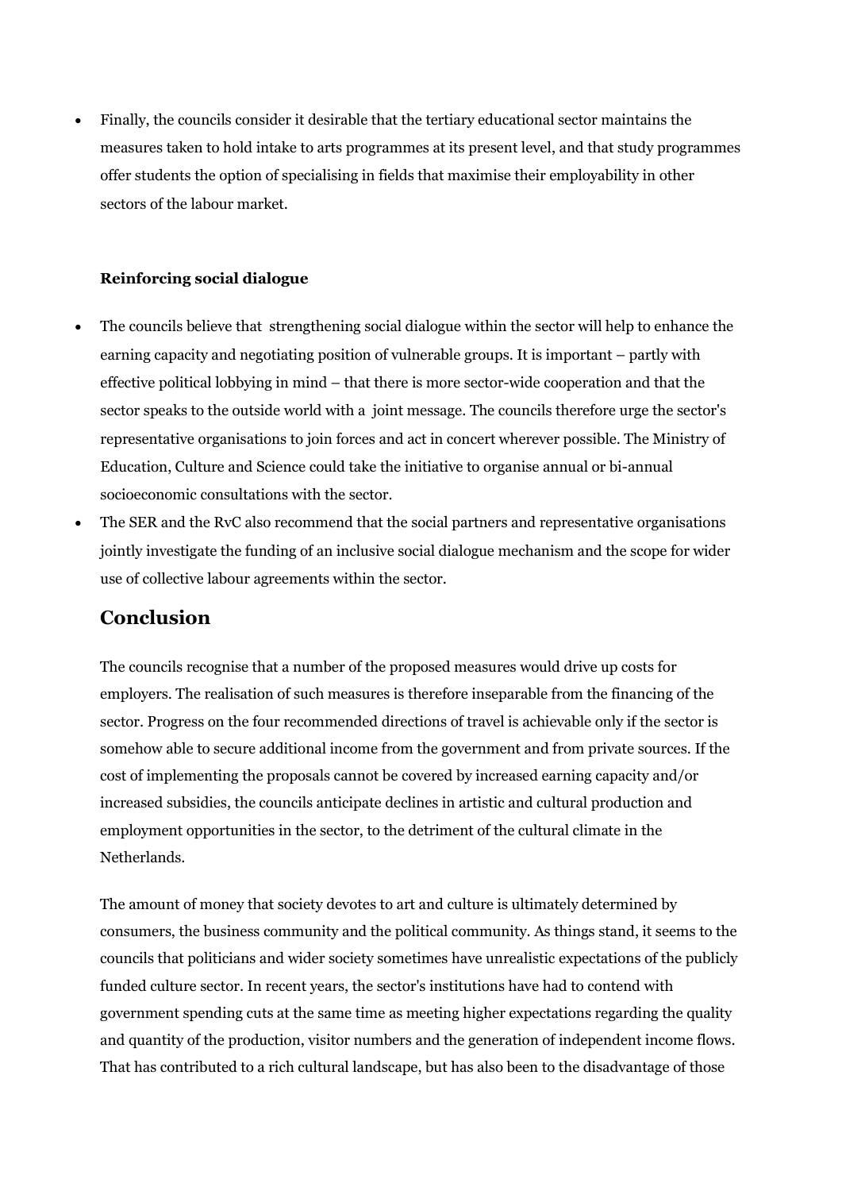- Finally, the councils consider it desirable that the tertiary educational sector maintains the measures taken to hold intake to arts programmes at its present level, and that study programmes offer students the option of specialising in fields that maximise their employability in other sectors of the labour market.

**Reinforcing social dialogue**

- The councils believe that strengthening social dialogue within the sector will help to enhance the earning capacity and negotiating position of vulnerable groups. It is important – partly with effective political lobbying in mind – that there is more sector-wide cooperation and that the sector speaks to the outside world with a joint message. The councils therefore urge the sector's representative organisations to join forces and act in concert wherever possible. The Ministry of Education, Culture and Science could take the initiative to organise annual or bi-annual socioeconomic consultations with the sector.
- The SER and the RvC also recommend that the social partners and representative organisations jointly investigate the funding of an inclusive social dialogue mechanism and the scope for wider use of collective labour agreements within the sector.

## Conclusion

The councils recognise that a number of the proposed measures would drive up costs for employers. The realisation of such measures is therefore inseparable from the financing of the sector. Progress on the four recommended directions of travel is achievable only if the sector is somehow able to secure additional income from the government and from private sources. If the cost of implementing the proposals cannot be covered by increased earning capacity and/or increased subsidies, the councils anticipate declines in artistic and cultural production and employment opportunities in the sector, to the detriment of the cultural climate in the Netherlands.

The amount of money that society devotes to art and culture is ultimately determined by consumers, the business community and the political community. As things stand, it seems to the councils that politicians and wider society sometimes have unrealistic expectations of the publicly funded culture sector. In recent years, the sector's institutions have had to contend with government spending cuts at the same time as meeting higher expectations regarding the quality and quantity of the production, visitor numbers and the generation of independent income flows. That has contributed to a rich cultural landscape, but has also been to the disadvantage of those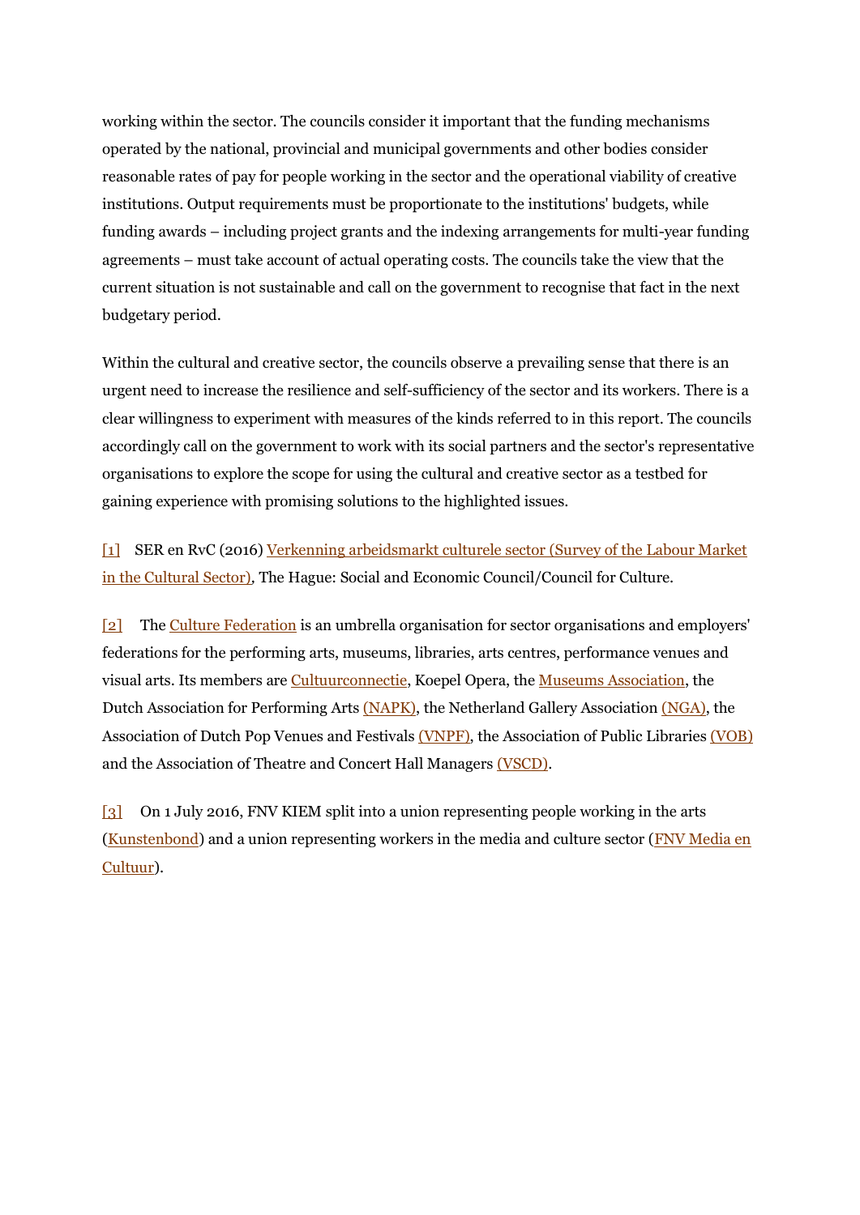working within the sector. The councils consider it important that the funding mechanisms operated by the national, provincial and municipal governments and other bodies consider reasonable rates of pay for people working in the sector and the operational viability of creative institutions. Output requirements must be proportionate to the institutions' budgets, while funding awards – including project grants and the indexing arrangements for multi-year funding agreements – must take account of actual operating costs. The councils take the view that the current situation is not sustainable and call on the government to recognise that fact in the next budgetary period.

Within the cultural and creative sector, the councils observe a prevailing sense that there is an urgent need to increase the resilience and self-sufficiency of the sector and its workers. There is a clear willingness to experiment with measures of the kinds referred to in this report. The councils accordingly call on the government to work with its social partners and the sector's representative organisations to explore the scope for using the cultural and creative sector as a testbed for gaining experience with promising solutions to the highlighted issues.

[1] SER en RvC (2016) Verkenning arbeidsmarkt culturele sector (Survey of the Labour Market in the Cultural Sector), The Hague: Social and Economic Council/Council for Culture.

[2] The Culture Federation is an umbrella organisation for sector organisations and employers' federations for the performing arts, museums, libraries, arts centres, performance venues and visual arts. Its members are Cultuurconnectie, Koepel Opera, the Museums Association, the Dutch Association for Performing Arts (NAPK), the Netherland Gallery Association (NGA), the Association of Dutch Pop Venues and Festivals (VNPF), the Association of Public Libraries (VOB) and the Association of Theatre and Concert Hall Managers (VSCD).

[3] On 1 July 2016, FNV KIEM split into a union representing people working in the arts (Kunstenbond) and a union representing workers in the media and culture sector (FNV Media en Cultuur).